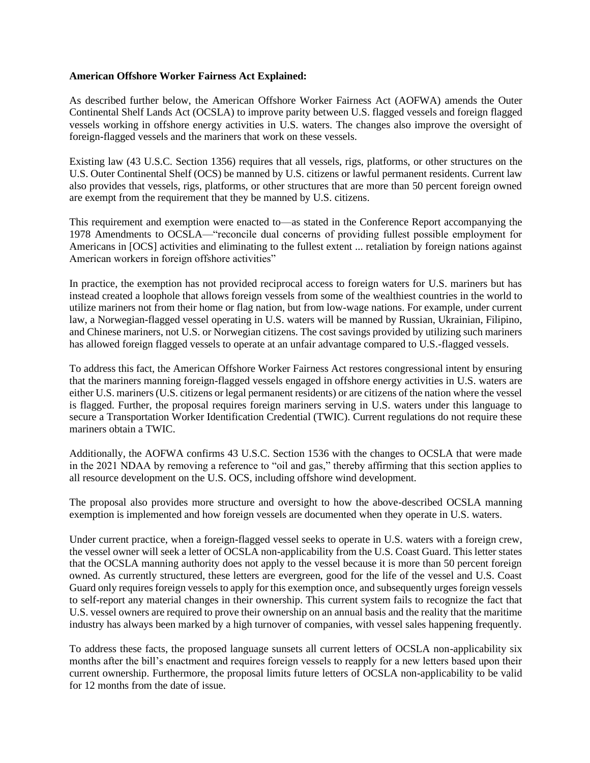**American Offshore Worker Fairness Act Explained:**

As described further below, the American Offshore Worker Fairness Act (AOFWA) amends the Outer Continental Shelf Lands Act (OCSLA) to improve parity between U.S. flagged vessels and foreign flagged vessels working in offshore energy activities in U.S. waters. The changes also improve the oversight of foreign-flagged vessels and the mariners that work on these vessels.

Existing law (43 U.S.C. Section 1356) requires that all vessels, rigs, platforms, or other structures on the U.S. Outer Continental Shelf (OCS) be manned by U.S. citizens or lawful permanent residents. Current law also provides that vessels, rigs, platforms, or other structures that are more than 50 percent foreign owned are exempt from the requirement that they be manned by U.S. citizens.

This requirement and exemption were enacted to—as stated in the Conference Report accompanying the 1978 Amendments to OCSLA—"reconcile dual concerns of providing fullest possible employment for Americans in [OCS] activities and eliminating to the fullest extent ... retaliation by foreign nations against American workers in foreign offshore activities"

In practice, the exemption has not provided reciprocal access to foreign waters for U.S. mariners but has instead created a loophole that allows foreign vessels from some of the wealthiest countries in the world to utilize mariners not from their home or flag nation, but from low-wage nations. For example, under current law, a Norwegian-flagged vessel operating in U.S. waters will be manned by Russian, Ukrainian, Filipino, and Chinese mariners, not U.S. or Norwegian citizens. The cost savings provided by utilizing such mariners has allowed foreign flagged vessels to operate at an unfair advantage compared to U.S.-flagged vessels.

To address this fact, the American Offshore Worker Fairness Act restores congressional intent by ensuring that the mariners manning foreign-flagged vessels engaged in offshore energy activities in U.S. waters are either U.S. mariners (U.S. citizens or legal permanent residents) or are citizens of the nation where the vessel is flagged. Further, the proposal requires foreign mariners serving in U.S. waters under this language to secure a Transportation Worker Identification Credential (TWIC). Current regulations do not require these mariners obtain a TWIC.

Additionally, the AOFWA confirms 43 U.S.C. Section 1536 with the changes to OCSLA that were made in the 2021 NDAA by removing a reference to "oil and gas," thereby affirming that this section applies to all resource development on the U.S. OCS, including offshore wind development.

The proposal also provides more structure and oversight to how the above-described OCSLA manning exemption is implemented and how foreign vessels are documented when they operate in U.S. waters.

Under current practice, when a foreign-flagged vessel seeks to operate in U.S. waters with a foreign crew, the vessel owner will seek a letter of OCSLA non-applicability from the U.S. Coast Guard. This letter states that the OCSLA manning authority does not apply to the vessel because it is more than 50 percent foreign owned. As currently structured, these letters are evergreen, good for the life of the vessel and U.S. Coast Guard only requires foreign vessels to apply for this exemption once, and subsequently urges foreign vessels to self-report any material changes in their ownership. This current system fails to recognize the fact that U.S. vessel owners are required to prove their ownership on an annual basis and the reality that the maritime industry has always been marked by a high turnover of companies, with vessel sales happening frequently.

To address these facts, the proposed language sunsets all current letters of OCSLA non-applicability six months after the bill's enactment and requires foreign vessels to reapply for a new letters based upon their current ownership. Furthermore, the proposal limits future letters of OCSLA non-applicability to be valid for 12 months from the date of issue.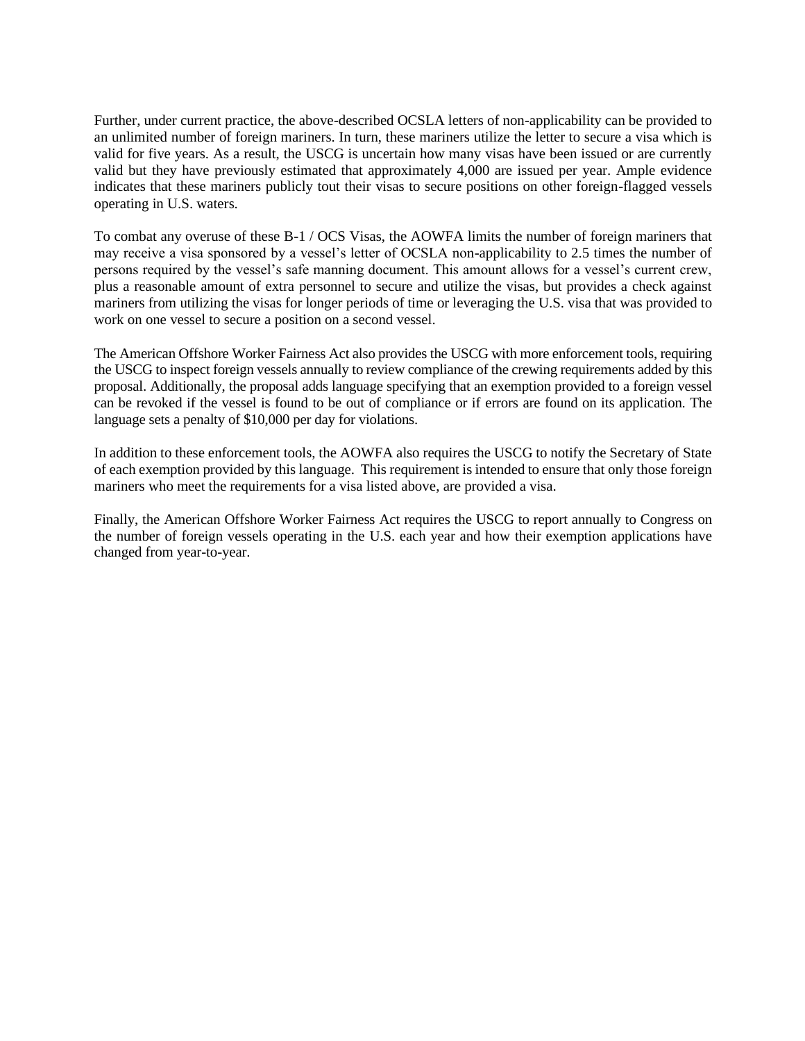Further, under current practice, the above-described OCSLA letters of non-applicability can be provided to an unlimited number of foreign mariners. In turn, these mariners utilize the letter to secure a visa which is valid for five years. As a result, the USCG is uncertain how many visas have been issued or are currently valid but they have previously estimated that approximately 4,000 are issued per year. Ample evidence indicates that these mariners publicly tout their visas to secure positions on other foreign-flagged vessels operating in U.S. waters.

To combat any overuse of these B-1 / OCS Visas, the AOWFA limits the number of foreign mariners that may receive a visa sponsored by a vessel's letter of OCSLA non-applicability to 2.5 times the number of persons required by the vessel's safe manning document. This amount allows for a vessel's current crew, plus a reasonable amount of extra personnel to secure and utilize the visas, but provides a check against mariners from utilizing the visas for longer periods of time or leveraging the U.S. visa that was provided to work on one vessel to secure a position on a second vessel.

The American Offshore Worker Fairness Act also provides the USCG with more enforcement tools, requiring the USCG to inspect foreign vessels annually to review compliance of the crewing requirements added by this proposal. Additionally, the proposal adds language specifying that an exemption provided to a foreign vessel can be revoked if the vessel is found to be out of compliance or if errors are found on its application. The language sets a penalty of $10,000 per day for violations.

In addition to these enforcement tools, the AOWFA also requires the USCG to notify the Secretary of State of each exemption provided by this language. This requirement is intended to ensure that only those foreign mariners who meet the requirements for a visa listed above, are provided a visa.

Finally, the American Offshore Worker Fairness Act requires the USCG to report annually to Congress on the number of foreign vessels operating in the U.S. each year and how their exemption applications have changed from year-to-year.